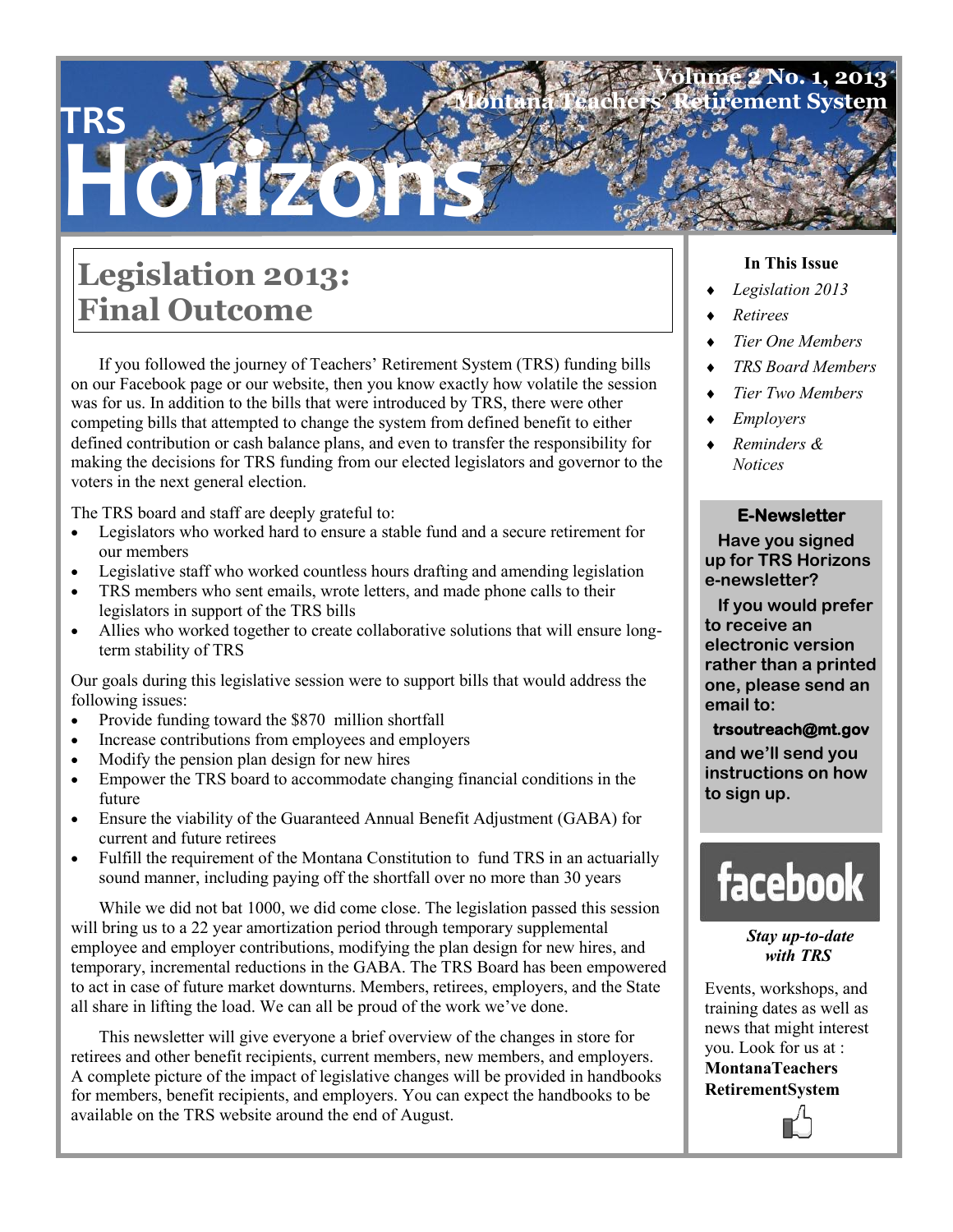# TRS Horizons

Volume 2 No. 1, 2013

Montana Teachers' Retirement System

## Legislation 2013: Final Outcome

If you followed the journey of Teachers' Retirement System (TRS) funding bills on our Facebook page or our website, then you know exactly how volatile the session was for us. In addition to the bills that were introduced by TRS, there were other competing bills that attempted to change the system from defined benefit to either defined contribution or cash balance plans, and even to transfer the responsibility for making the decisions for TRS funding from our elected legislators and governor to the voters in the next general election.

The TRS board and staff are deeply grateful to:

- Legislators who worked hard to ensure a stable fund and a secure retirement for our members
- Legislative staff who worked countless hours drafting and amending legislation
- TRS members who sent emails, wrote letters, and made phone calls to their legislators in support of the TRS bills
- Allies who worked together to create collaborative solutions that will ensure long-term stability of TRS

Our goals during this legislative session were to support bills that would address the following issues:

- Provide funding toward the $870 million shortfall
- Increase contributions from employees and employers
- Modify the pension plan design for new hires
- Empower the TRS board to accommodate changing financial conditions in the future
- Ensure the viability of the Guaranteed Annual Benefit Adjustment (GABA) for current and future retirees
- Fulfill the requirement of the Montana Constitution to fund TRS in an actuarially sound manner, including paying off the shortfall over no more than 30 years

While we did not bat 1000, we did come close. The legislation passed this session will bring us to a 22 year amortization period through temporary supplemental employee and employer contributions, modifying the plan design for new hires, and temporary, incremental reductions in the GABA. The TRS Board has been empowered to act in case of future market downturns. Members, retirees, employers, and the State all share in lifting the load. We can all be proud of the work we've done.

This newsletter will give everyone a brief overview of the changes in store for retirees and other benefit recipients, current members, new members, and employers. A complete picture of the impact of legislative changes will be provided in handbooks for members, benefit recipients, and employers. You can expect the handbooks to be available on the TRS website around the end of August.

### In This Issue

- *Legislation 2013*
- *Retirees*
- *Tier One Members*
- *TRS Board Members*
- *Tier Two Members*
- *Employers*
- *Reminders & Notices*

### E-Newsletter

**Have you signed up for TRS Horizons e-newsletter?**

**If you would prefer to receive an electronic version rather than a printed one, please send an email to:**

**trsoutreach@mt.gov**

**and we'll send you instructions on how to sign up.**

facebook

***Stay up-to-date with TRS***

Events, workshops, and training dates as well as news that might interest you. Look for us at : **MontanaTeachers RetirementSystem**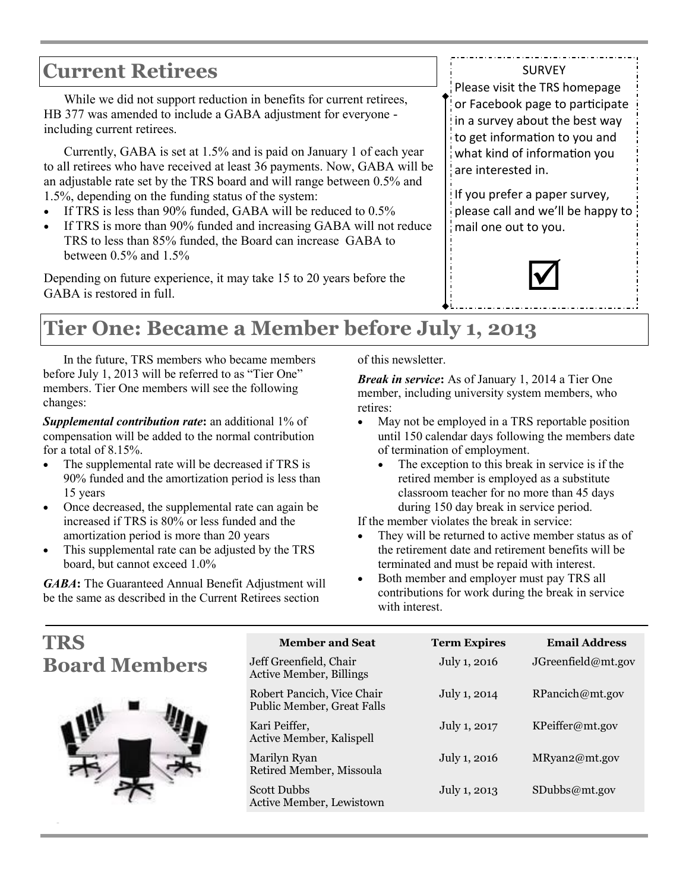## Current Retirees

While we did not support reduction in benefits for current retirees, HB 377 was amended to include a GABA adjustment for everyone - including current retirees.

Currently, GABA is set at 1.5% and is paid on January 1 of each year to all retirees who have received at least 36 payments. Now, GABA will be an adjustable rate set by the TRS board and will range between 0.5% and 1.5%, depending on the funding status of the system:

- If TRS is less than 90% funded, GABA will be reduced to 0.5%
- If TRS is more than 90% funded and increasing GABA will not reduce TRS to less than 85% funded, the Board can increase GABA to between 0.5% and 1.5%

Depending on future experience, it may take 15 to 20 years before the GABA is restored in full.

SURVEY

Please visit the TRS homepage or Facebook page to participate in a survey about the best way to get information to you and what kind of information you are interested in.

If you prefer a paper survey, please call and we'll be happy to mail one out to you.

☑

## Tier One: Became a Member before July 1, 2013

In the future, TRS members who became members before July 1, 2013 will be referred to as "Tier One" members. Tier One members will see the following changes:

***Supplemental contribution rate*:** an additional 1% of compensation will be added to the normal contribution for a total of 8.15%.

- The supplemental rate will be decreased if TRS is 90% funded and the amortization period is less than 15 years
- Once decreased, the supplemental rate can again be increased if TRS is 80% or less funded and the amortization period is more than 20 years
- This supplemental rate can be adjusted by the TRS board, but cannot exceed 1.0%

***GABA*:** The Guaranteed Annual Benefit Adjustment will be the same as described in the Current Retirees section of this newsletter.

***Break in service*:** As of January 1, 2014 a Tier One member, including university system members, who retires:

- May not be employed in a TRS reportable position until 150 calendar days following the members date of termination of employment.
  - The exception to this break in service is if the retired member is employed as a substitute classroom teacher for no more than 45 days during 150 day break in service period.

If the member violates the break in service:

- They will be returned to active member status as of the retirement date and retirement benefits will be terminated and must be repaid with interest.
- Both member and employer must pay TRS all contributions for work during the break in service with interest.

## TRS Board Members

| Member and Seat | Term Expires | Email Address |
|---|---|---|
| Jeff Greenfield, Chair<br>Active Member, Billings | July 1, 2016 | JGreenfield@mt.gov |
| Robert Pancich, Vice Chair<br>Public Member, Great Falls | July 1, 2014 | RPancich@mt.gov |
| Kari Peiffer,<br>Active Member, Kalispell | July 1, 2017 | KPeiffer@mt.gov |
| Marilyn Ryan<br>Retired Member, Missoula | July 1, 2016 | MRyan2@mt.gov |
| Scott Dubbs<br>Active Member, Lewistown | July 1, 2013 | SDubbs@mt.gov |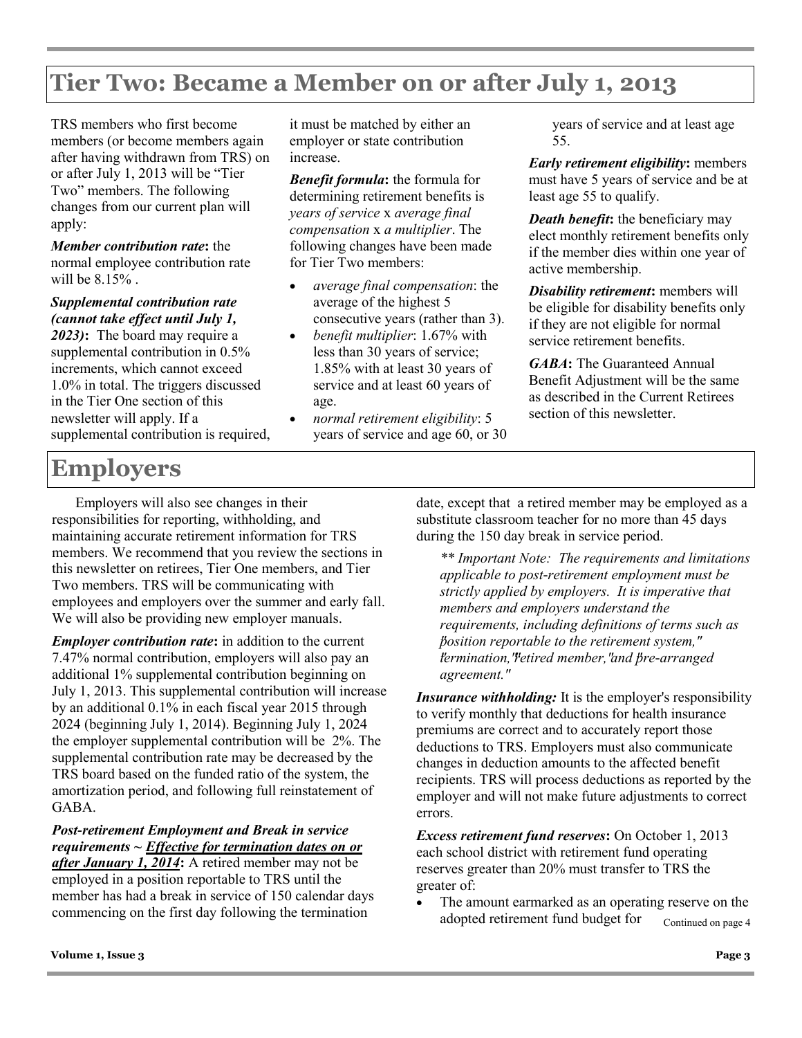# Tier Two: Became a Member on or after July 1, 2013

TRS members who first become members (or become members again after having withdrawn from TRS) on or after July 1, 2013 will be "Tier Two" members. The following changes from our current plan will apply:

***Member contribution rate*****:** the normal employee contribution rate will be 8.15% .

***Supplemental contribution rate (cannot take effect until July 1, 2023)*****:** The board may require a supplemental contribution in 0.5% increments, which cannot exceed 1.0% in total. The triggers discussed in the Tier One section of this newsletter will apply. If a supplemental contribution is required, it must be matched by either an employer or state contribution increase.

***Benefit formula*****:** the formula for determining retirement benefits is *years of service* x *average final compensation* x *a multiplier*. The following changes have been made for Tier Two members:

- *average final compensation*: the average of the highest 5 consecutive years (rather than 3).
- *benefit multiplier*: 1.67% with less than 30 years of service; 1.85% with at least 30 years of service and at least 60 years of age.
- *normal retirement eligibility*: 5 years of service and age 60, or 30 years of service and at least age 55.

***Early retirement eligibility*****:** members must have 5 years of service and be at least age 55 to qualify.

***Death benefit*****:** the beneficiary may elect monthly retirement benefits only if the member dies within one year of active membership.

***Disability retirement*****:** members will be eligible for disability benefits only if they are not eligible for normal service retirement benefits.

***GABA*****:** The Guaranteed Annual Benefit Adjustment will be the same as described in the Current Retirees section of this newsletter.

# Employers

Employers will also see changes in their responsibilities for reporting, withholding, and maintaining accurate retirement information for TRS members. We recommend that you review the sections in this newsletter on retirees, Tier One members, and Tier Two members. TRS will be communicating with employees and employers over the summer and early fall. We will also be providing new employer manuals.

***Employer contribution rate*****:** in addition to the current 7.47% normal contribution, employers will also pay an additional 1% supplemental contribution beginning on July 1, 2013. This supplemental contribution will increase by an additional 0.1% in each fiscal year 2015 through 2024 (beginning July 1, 2014). Beginning July 1, 2024 the employer supplemental contribution will be 2%. The supplemental contribution rate may be decreased by the TRS board based on the funded ratio of the system, the amortization period, and following full reinstatement of GABA.

***Post-retirement Employment and Break in service requirements ~ <u>Effective for termination dates on or after January 1, 2014</u>*****:** A retired member may not be employed in a position reportable to TRS until the member has had a break in service of 150 calendar days commencing on the first day following the termination date, except that a retired member may be employed as a substitute classroom teacher for no more than 45 days during the 150 day break in service period.

*\*\* Important Note: The requirements and limitations applicable to post-retirement employment must be strictly applied by employers. It is imperative that members and employers understand the requirements, including definitions of terms such as "position reportable to the retirement system," "termination," "retired member," and "pre-arranged agreement."*

***Insurance withholding:*** It is the employer's responsibility to verify monthly that deductions for health insurance premiums are correct and to accurately report those deductions to TRS. Employers must also communicate changes in deduction amounts to the affected benefit recipients. TRS will process deductions as reported by the employer and will not make future adjustments to correct errors.

***Excess retirement fund reserves*****:** On October 1, 2013 each school district with retirement fund operating reserves greater than 20% must transfer to TRS the greater of:

- The amount earmarked as an operating reserve on the adopted retirement fund budget for

Continued on page 4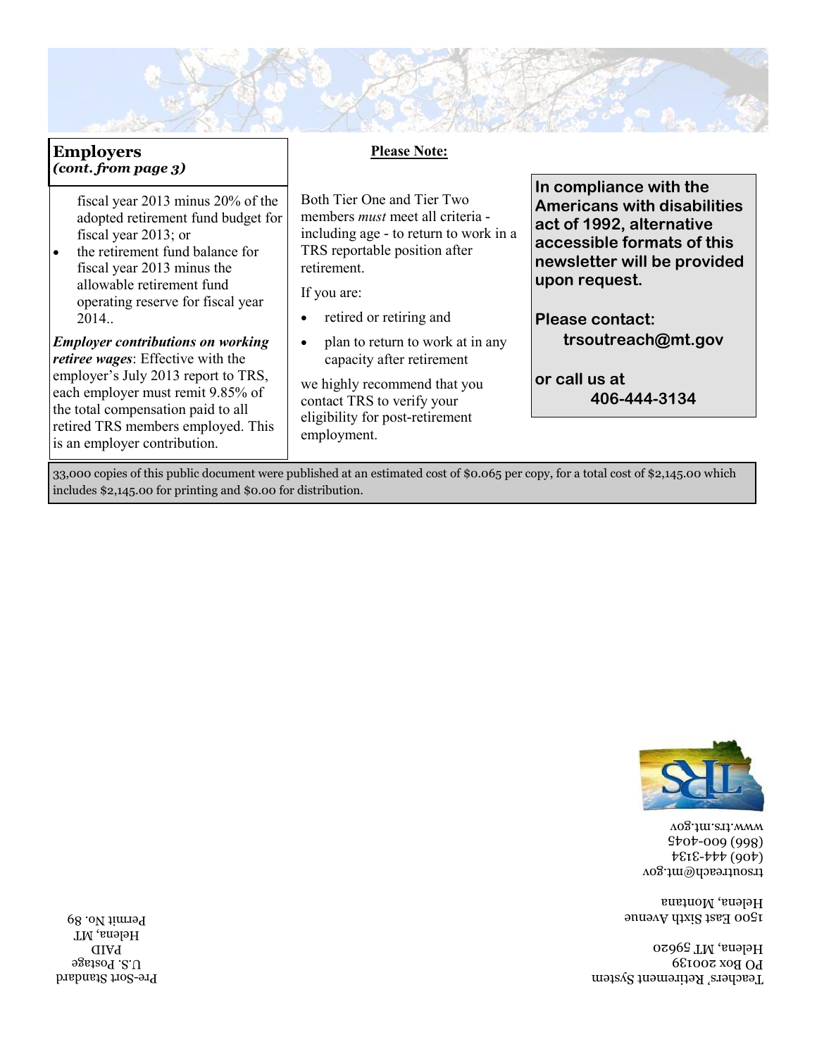## Employers
***(cont. from page 3)***

fiscal year 2013 minus 20% of the adopted retirement fund budget for fiscal year 2013; or

- the retirement fund balance for fiscal year 2013 minus the allowable retirement fund operating reserve for fiscal year 2014..

***Employer contributions on working retiree wages***: Effective with the employer's July 2013 report to TRS, each employer must remit 9.85% of the total compensation paid to all retired TRS members employed. This is an employer contribution.

**Please Note:**

Both Tier One and Tier Two members *must* meet all criteria - including age - to return to work in a TRS reportable position after retirement.

If you are:

- retired or retiring and
- plan to return to work at in any capacity after retirement

we highly recommend that you contact TRS to verify your eligibility for post-retirement employment.

**In compliance with the Americans with disabilities act of 1992, alternative accessible formats of this newsletter will be provided upon request.**

**Please contact:**
**trsoutreach@mt.gov**

**or call us at**
**406-444-3134**

33,000 copies of this public document were published at an estimated cost of $0.065 per copy, for a total cost of $2,145.00 which includes $2,145.00 for printing and $0.00 for distribution.

Teachers' Retirement System
PO Box 200139
Helena, MT 59620

1500 East Sixth Avenue
Helena, Montana

trsoutreach@mt.gov
(406) 444-3134
(866) 600-4045
www.trs.mt.gov

Pre-Sort Standard
U.S. Postage
PAID
Helena, MT
Permit No. 89